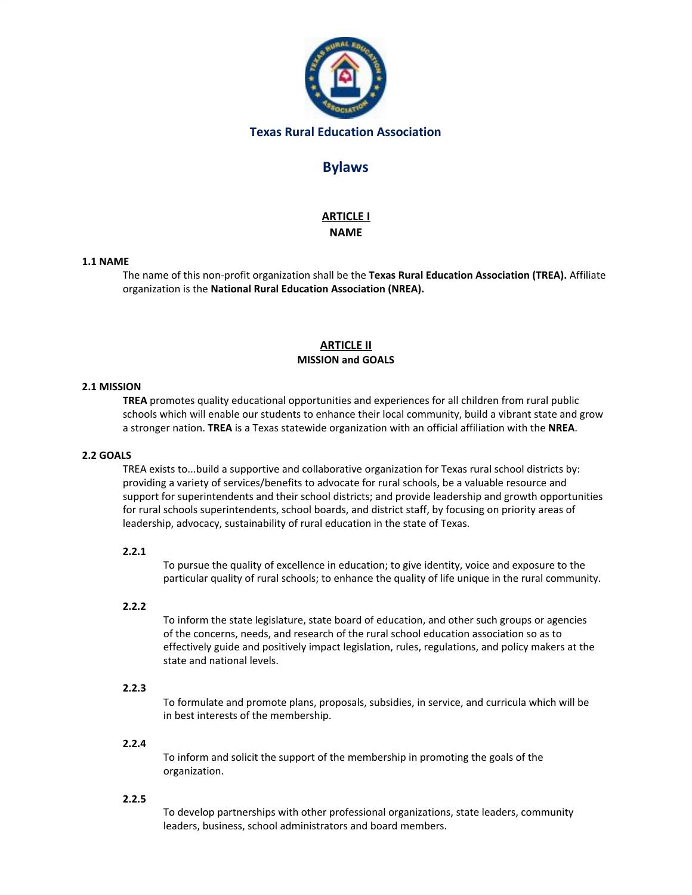# Texas Rural Education Association

# Bylaws

## ARTICLE I
## NAME

### 1.1 NAME

The name of this non-profit organization shall be the **Texas Rural Education Association (TREA).** Affiliate organization is the **National Rural Education Association (NREA).**

## ARTICLE II
## MISSION and GOALS

### 2.1 MISSION

**TREA** promotes quality educational opportunities and experiences for all children from rural public schools which will enable our students to enhance their local community, build a vibrant state and grow a stronger nation. **TREA** is a Texas statewide organization with an official affiliation with the **NREA**.

### 2.2 GOALS

TREA exists to...build a supportive and collaborative organization for Texas rural school districts by: providing a variety of services/benefits to advocate for rural schools, be a valuable resource and support for superintendents and their school districts; and provide leadership and growth opportunities for rural schools superintendents, school boards, and district staff, by focusing on priority areas of leadership, advocacy, sustainability of rural education in the state of Texas.

**2.2.1**

To pursue the quality of excellence in education; to give identity, voice and exposure to the particular quality of rural schools; to enhance the quality of life unique in the rural community.

**2.2.2**

To inform the state legislature, state board of education, and other such groups or agencies of the concerns, needs, and research of the rural school education association so as to effectively guide and positively impact legislation, rules, regulations, and policy makers at the state and national levels.

**2.2.3**

To formulate and promote plans, proposals, subsidies, in service, and curricula which will be in best interests of the membership.

**2.2.4**

To inform and solicit the support of the membership in promoting the goals of the organization.

**2.2.5**

To develop partnerships with other professional organizations, state leaders, community leaders, business, school administrators and board members.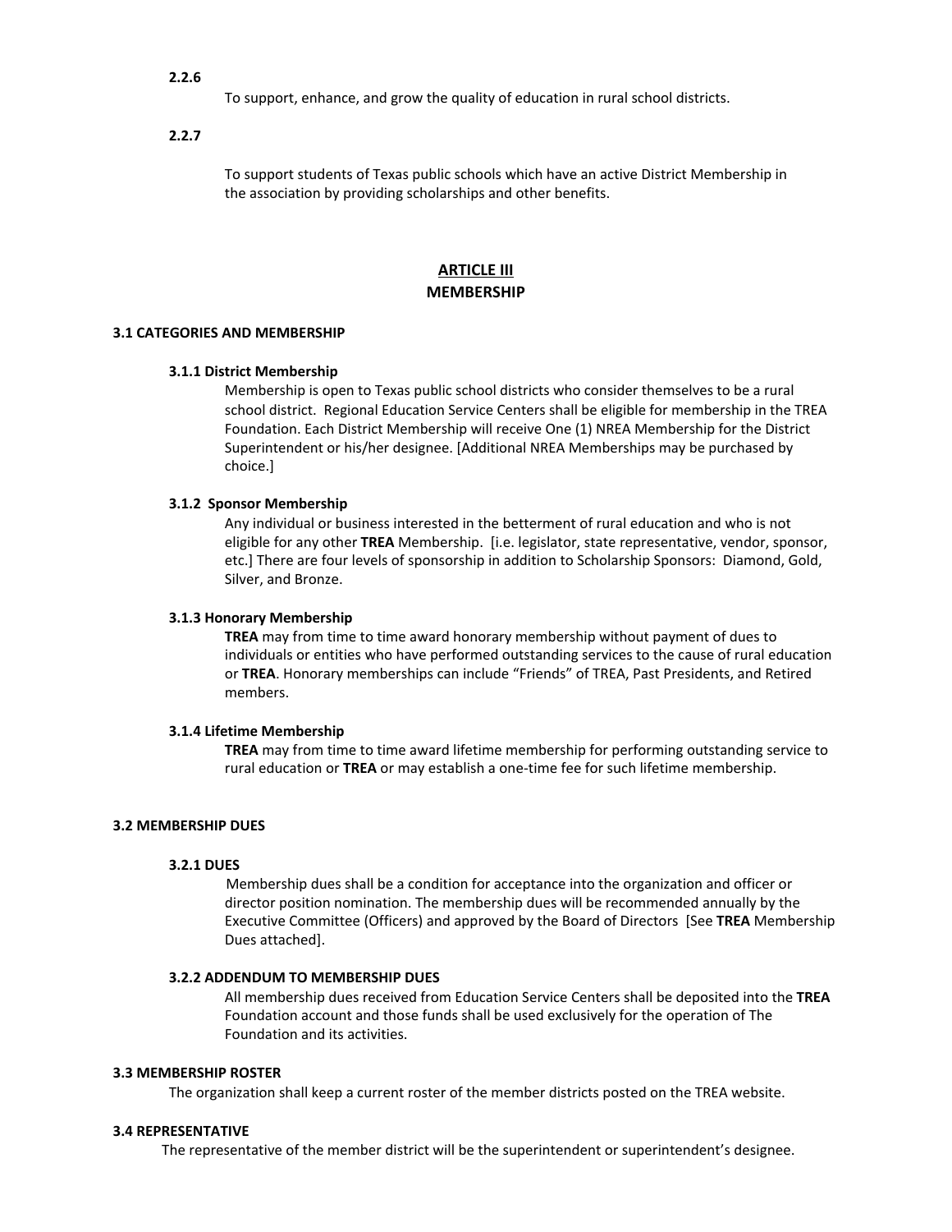**2.2.6**

To support, enhance, and grow the quality of education in rural school districts.

**2.2.7**

To support students of Texas public schools which have an active District Membership in the association by providing scholarships and other benefits.

## ARTICLE III
## MEMBERSHIP

### 3.1 CATEGORIES AND MEMBERSHIP

#### 3.1.1 District Membership

Membership is open to Texas public school districts who consider themselves to be a rural school district. Regional Education Service Centers shall be eligible for membership in the TREA Foundation. Each District Membership will receive One (1) NREA Membership for the District Superintendent or his/her designee. [Additional NREA Memberships may be purchased by choice.]

#### 3.1.2 Sponsor Membership

Any individual or business interested in the betterment of rural education and who is not eligible for any other **TREA** Membership. [i.e. legislator, state representative, vendor, sponsor, etc.] There are four levels of sponsorship in addition to Scholarship Sponsors: Diamond, Gold, Silver, and Bronze.

#### 3.1.3 Honorary Membership

**TREA** may from time to time award honorary membership without payment of dues to individuals or entities who have performed outstanding services to the cause of rural education or **TREA**. Honorary memberships can include "Friends" of TREA, Past Presidents, and Retired members.

#### 3.1.4 Lifetime Membership

**TREA** may from time to time award lifetime membership for performing outstanding service to rural education or **TREA** or may establish a one-time fee for such lifetime membership.

### 3.2 MEMBERSHIP DUES

#### 3.2.1 DUES

Membership dues shall be a condition for acceptance into the organization and officer or director position nomination. The membership dues will be recommended annually by the Executive Committee (Officers) and approved by the Board of Directors [See **TREA** Membership Dues attached].

#### 3.2.2 ADDENDUM TO MEMBERSHIP DUES

All membership dues received from Education Service Centers shall be deposited into the **TREA** Foundation account and those funds shall be used exclusively for the operation of The Foundation and its activities.

### 3.3 MEMBERSHIP ROSTER

The organization shall keep a current roster of the member districts posted on the TREA website.

### 3.4 REPRESENTATIVE

The representative of the member district will be the superintendent or superintendent's designee.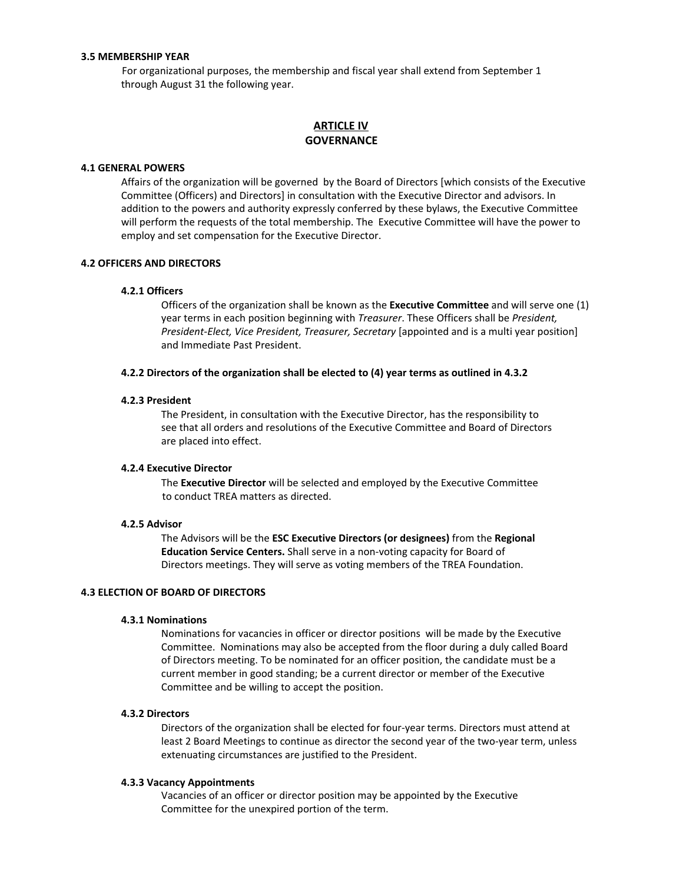**3.5 MEMBERSHIP YEAR**

For organizational purposes, the membership and fiscal year shall extend from September 1 through August 31 the following year.

## ARTICLE IV
## GOVERNANCE

**4.1 GENERAL POWERS**

Affairs of the organization will be governed by the Board of Directors [which consists of the Executive Committee (Officers) and Directors] in consultation with the Executive Director and advisors. In addition to the powers and authority expressly conferred by these bylaws, the Executive Committee will perform the requests of the total membership. The Executive Committee will have the power to employ and set compensation for the Executive Director.

**4.2 OFFICERS AND DIRECTORS**

**4.2.1 Officers**

Officers of the organization shall be known as the **Executive Committee** and will serve one (1) year terms in each position beginning with *Treasurer*. These Officers shall be *President, President-Elect, Vice President, Treasurer, Secretary* [appointed and is a multi year position] and Immediate Past President.

**4.2.2 Directors of the organization shall be elected to (4) year terms as outlined in 4.3.2**

**4.2.3 President**

The President, in consultation with the Executive Director, has the responsibility to see that all orders and resolutions of the Executive Committee and Board of Directors are placed into effect.

**4.2.4 Executive Director**

The **Executive Director** will be selected and employed by the Executive Committee to conduct TREA matters as directed.

**4.2.5 Advisor**

The Advisors will be the **ESC Executive Directors (or designees)** from the **Regional Education Service Centers.** Shall serve in a non-voting capacity for Board of Directors meetings. They will serve as voting members of the TREA Foundation.

**4.3 ELECTION OF BOARD OF DIRECTORS**

**4.3.1 Nominations**

Nominations for vacancies in officer or director positions will be made by the Executive Committee. Nominations may also be accepted from the floor during a duly called Board of Directors meeting. To be nominated for an officer position, the candidate must be a current member in good standing; be a current director or member of the Executive Committee and be willing to accept the position.

**4.3.2 Directors**

Directors of the organization shall be elected for four-year terms. Directors must attend at least 2 Board Meetings to continue as director the second year of the two-year term, unless extenuating circumstances are justified to the President.

**4.3.3 Vacancy Appointments**

Vacancies of an officer or director position may be appointed by the Executive Committee for the unexpired portion of the term.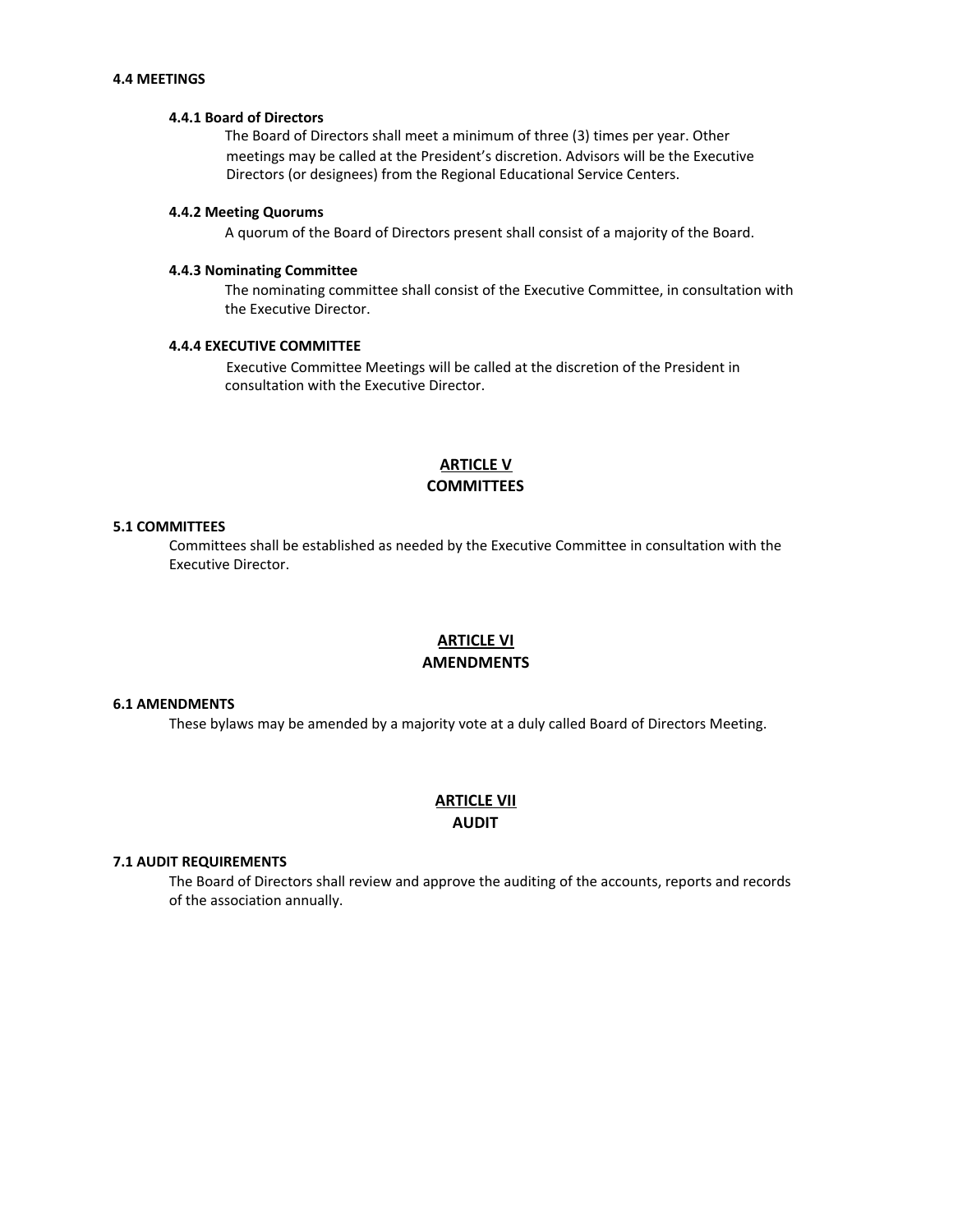### 4.4 MEETINGS

#### 4.4.1 Board of Directors

The Board of Directors shall meet a minimum of three (3) times per year. Other meetings may be called at the President's discretion. Advisors will be the Executive Directors (or designees) from the Regional Educational Service Centers.

#### 4.4.2 Meeting Quorums

A quorum of the Board of Directors present shall consist of a majority of the Board.

#### 4.4.3 Nominating Committee

The nominating committee shall consist of the Executive Committee, in consultation with the Executive Director.

#### 4.4.4 EXECUTIVE COMMITTEE

Executive Committee Meetings will be called at the discretion of the President in consultation with the Executive Director.

## ARTICLE V
## COMMITTEES

### 5.1 COMMITTEES

Committees shall be established as needed by the Executive Committee in consultation with the Executive Director.

## ARTICLE VI
## AMENDMENTS

### 6.1 AMENDMENTS

These bylaws may be amended by a majority vote at a duly called Board of Directors Meeting.

## ARTICLE VII
## AUDIT

### 7.1 AUDIT REQUIREMENTS

The Board of Directors shall review and approve the auditing of the accounts, reports and records of the association annually.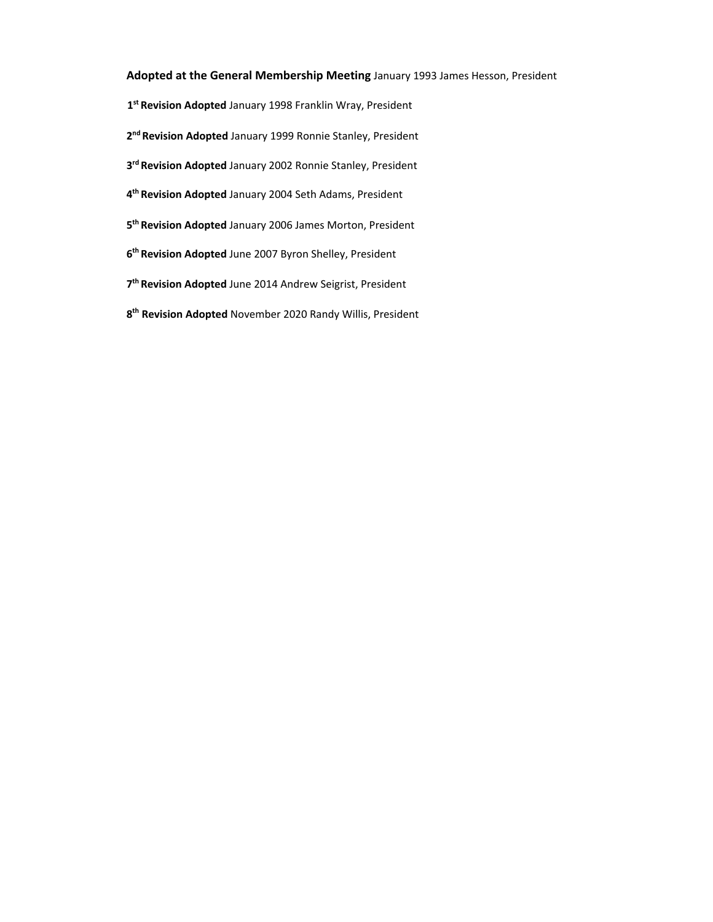**Adopted at the General Membership Meeting** January 1993 James Hesson, President

**1st Revision Adopted** January 1998 Franklin Wray, President

**2nd Revision Adopted** January 1999 Ronnie Stanley, President

**3rd Revision Adopted** January 2002 Ronnie Stanley, President

**4th Revision Adopted** January 2004 Seth Adams, President

**5th Revision Adopted** January 2006 James Morton, President

**6th Revision Adopted** June 2007 Byron Shelley, President

**7th Revision Adopted** June 2014 Andrew Seigrist, President

**8th Revision Adopted** November 2020 Randy Willis, President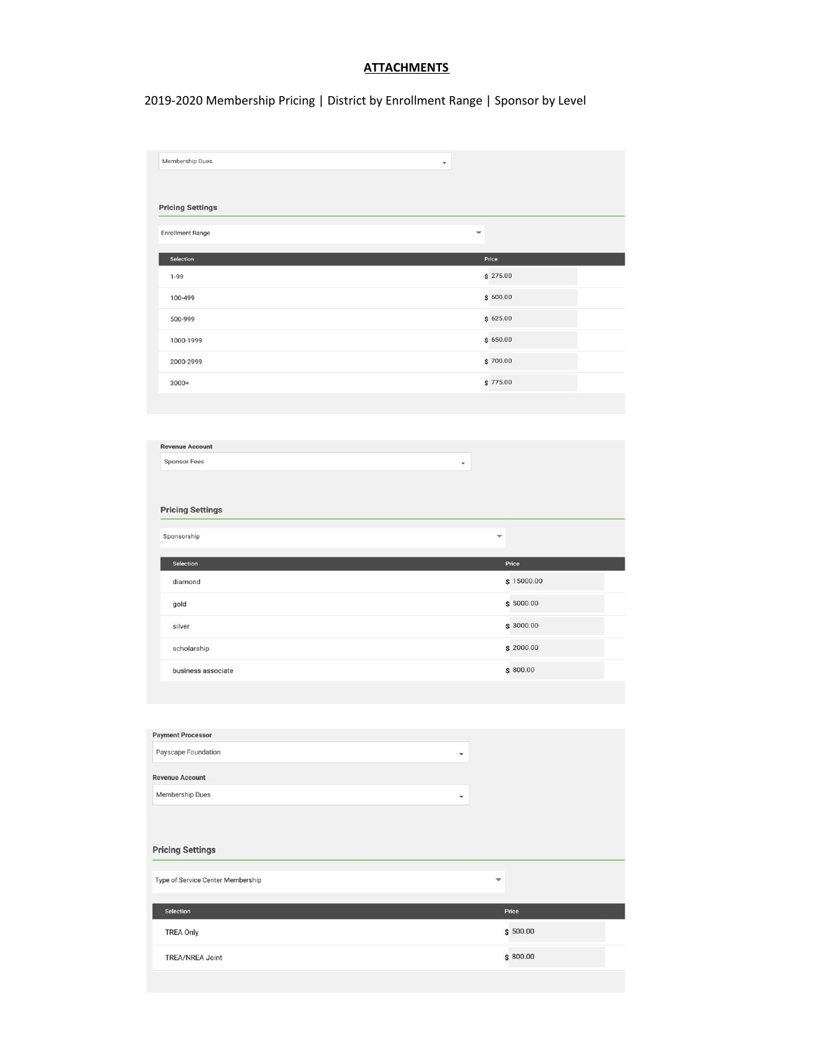## ATTACHMENTS

2019-2020 Membership Pricing | District by Enrollment Range | Sponsor by Level

Membership Dues

**Pricing Settings**

Enrollment Range

| Selection | Price |
|---|---|
| 1-99 | $ 275.00 |
| 100-499 | $ 600.00 |
| 500-999 | $ 625.00 |
| 1000-1999 | $ 650.00 |
| 2000-2999 | $ 700.00 |
| 3000+ | $ 775.00 |

**Revenue Account**

Sponsor Fees

**Pricing Settings**

Sponsorship

| Selection | Price |
|---|---|
| diamond | $ 15000.00 |
| gold | $ 5000.00 |
| silver | $ 3000.00 |
| scholarship | $ 2000.00 |
| business associate | $ 800.00 |

**Payment Processor**

Payscape Foundation

**Revenue Account**

Membership Dues

**Pricing Settings**

Type of Service Center Membership

| Selection | Price |
|---|---|
| TREA Only | $ 500.00 |
| TREA/NREA Joint | $ 800.00 |